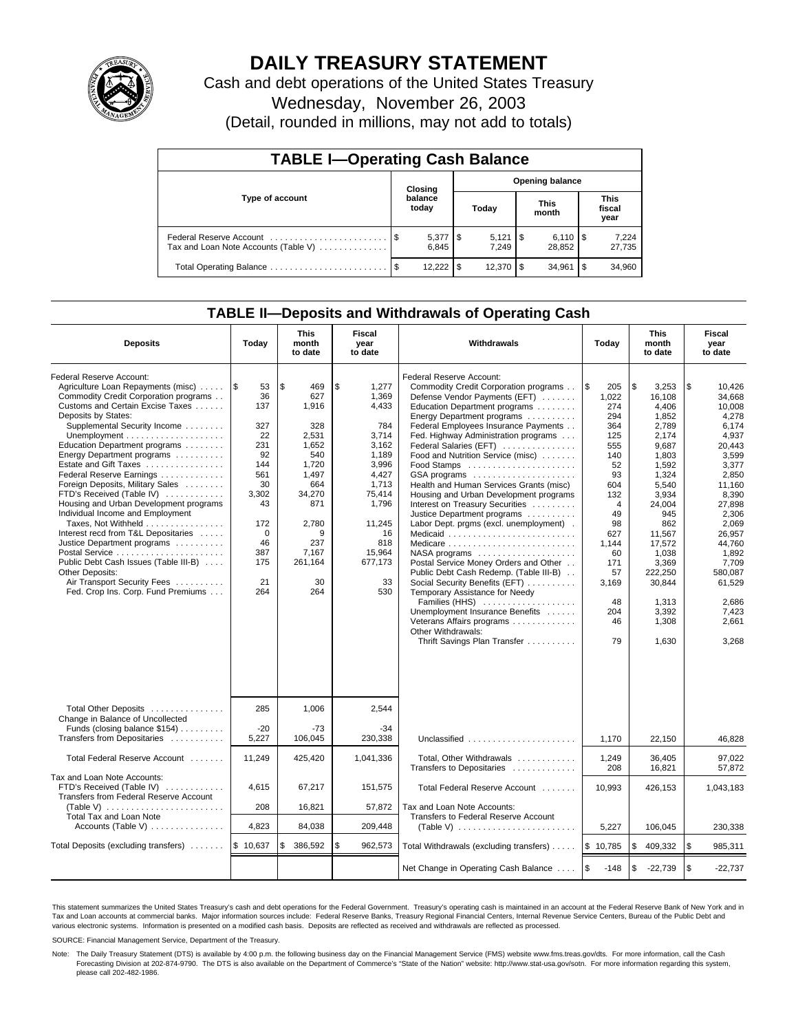# DAILY TREASURY STATEMENT

Cash and debt operations of the United States Treasury

Wednesday, November 26, 2003

(Detail, rounded in millions, may not add to totals)

## TABLE I—Operating Cash Balance

| Type of account | Closing balance today | Opening balance Today | Opening balance This month | Opening balance This fiscal year |
|---|---|---|---|---|
| Federal Reserve Account | $ 5,377 | $ 5,121 | $ 6,110 | $ 7,224 |
| Tax and Loan Note Accounts (Table V) | 6,845 | 7,249 | 28,852 | 27,735 |
| Total Operating Balance | $ 12,222 | $ 12,370 | $ 34,961 | $ 34,960 |

## TABLE II—Deposits and Withdrawals of Operating Cash

| Deposits | Today | This month to date | Fiscal year to date | Withdrawals | Today | This month to date | Fiscal year to date |
|---|---|---|---|---|---|---|---|
| Federal Reserve Account: | | | | Federal Reserve Account: | | | |
| Agriculture Loan Repayments (misc) | $ 53 | $ 469 | $ 1,277 | Commodity Credit Corporation programs | $ 205 | $ 3,253 | $ 10,426 |
| Commodity Credit Corporation programs | 36 | 627 | 1,369 | Defense Vendor Payments (EFT) | 1,022 | 16,108 | 34,668 |
| Customs and Certain Excise Taxes | 137 | 1,916 | 4,433 | Education Department programs | 274 | 4,406 | 10,008 |
| Deposits by States: | | | | Energy Department programs | 294 | 1,852 | 4,278 |
| Supplemental Security Income | 327 | 328 | 784 | Federal Employees Insurance Payments | 364 | 2,789 | 6,174 |
| Unemployment | 22 | 2,531 | 3,714 | Fed. Highway Administration programs | 125 | 2,174 | 4,937 |
| Education Department programs | 231 | 1,652 | 3,162 | Federal Salaries (EFT) | 555 | 9,687 | 20,443 |
| Energy Department programs | 92 | 540 | 1,189 | Food and Nutrition Service (misc) | 140 | 1,803 | 3,599 |
| Estate and Gift Taxes | 144 | 1,720 | 3,996 | Food Stamps | 52 | 1,592 | 3,377 |
| Federal Reserve Earnings | 561 | 1,497 | 4,427 | GSA programs | 93 | 1,324 | 2,850 |
| Foreign Deposits, Military Sales | 30 | 664 | 1,713 | Health and Human Services Grants (misc) | 604 | 5,540 | 11,160 |
| FTD's Received (Table IV) | 3,302 | 34,270 | 75,414 | Housing and Urban Development programs | 132 | 3,934 | 8,390 |
| Housing and Urban Development programs | 43 | 871 | 1,796 | Interest on Treasury Securities | 4 | 24,004 | 27,898 |
| Individual Income and Employment | | | | Justice Department programs | 49 | 945 | 2,306 |
| Taxes, Not Withheld | 172 | 2,780 | 11,245 | Labor Dept. prgms (excl. unemployment) | 98 | 862 | 2,069 |
| Interest recd from T&L Depositaries | 0 | 9 | 16 | Medicaid | 627 | 11,567 | 26,957 |
| Justice Department programs | 46 | 237 | 818 | Medicare | 1,144 | 17,572 | 44,760 |
| Postal Service | 387 | 7,167 | 15,964 | NASA programs | 60 | 1,038 | 1,892 |
| Public Debt Cash Issues (Table III-B) | 175 | 261,164 | 677,173 | Postal Service Money Orders and Other | 171 | 3,369 | 7,709 |
| Other Deposits: | | | | Public Debt Cash Redemp. (Table III-B) | 57 | 222,250 | 580,087 |
| Air Transport Security Fees | 21 | 30 | 33 | Social Security Benefits (EFT) | 3,169 | 30,844 | 61,529 |
| Fed. Crop Ins. Corp. Fund Premiums | 264 | 264 | 530 | Temporary Assistance for Needy | | | |
| | | | | Families (HHS) | 48 | 1,313 | 2,686 |
| | | | | Unemployment Insurance Benefits | 204 | 3,392 | 7,423 |
| | | | | Veterans Affairs programs | 46 | 1,308 | 2,661 |
| | | | | Other Withdrawals: | | | |
| | | | | Thrift Savings Plan Transfer | 79 | 1,630 | 3,268 |
| Total Other Deposits | 285 | 1,006 | 2,544 | | | | |
| Change in Balance of Uncollected | | | | | | | |
| Funds (closing balance $154) | -20 | -73 | -34 | | | | |
| Transfers from Depositaries | 5,227 | 106,045 | 230,338 | Unclassified | 1,170 | 22,150 | 46,828 |
| Total Federal Reserve Account | 11,249 | 425,420 | 1,041,336 | Total, Other Withdrawals | 1,249 | 36,405 | 97,022 |
| | | | | Transfers to Depositaries | 208 | 16,821 | 57,872 |
| Tax and Loan Note Accounts: | | | | | | | |
| FTD's Received (Table IV) | 4,615 | 67,217 | 151,575 | Total Federal Reserve Account | 10,993 | 426,153 | 1,043,183 |
| Transfers from Federal Reserve Account | | | | | | | |
| (Table V) | 208 | 16,821 | 57,872 | Tax and Loan Note Accounts: | | | |
| Total Tax and Loan Note | | | | Transfers to Federal Reserve Account | | | |
| Accounts (Table V) | 4,823 | 84,038 | 209,448 | (Table V) | 5,227 | 106,045 | 230,338 |
| Total Deposits (excluding transfers) | $ 10,637 | $ 386,592 | $ 962,573 | Total Withdrawals (excluding transfers) | $ 10,785 | $ 409,332 | $ 985,311 |
| | | | | Net Change in Operating Cash Balance | $ -148 | $ -22,739 | $ -22,737 |

This statement summarizes the United States Treasury's cash and debt operations for the Federal Government. Treasury's operating cash is maintained in an account at the Federal Reserve Bank of New York and in Tax and Loan accounts at commercial banks. Major information sources include: Federal Reserve Banks, Treasury Regional Financial Centers, Internal Revenue Service Centers, Bureau of the Public Debt and various electronic systems. Information is presented on a modified cash basis. Deposits are reflected as received and withdrawals are reflected as processed.

SOURCE: Financial Management Service, Department of the Treasury.

Note: The Daily Treasury Statement (DTS) is available by 4:00 p.m. the following business day on the Financial Management Service (FMS) website www.fms.treas.gov/dts. For more information, call the Cash Forecasting Division at 202-874-9790. The DTS is also available on the Department of Commerce's "State of the Nation" website: http://www.stat-usa.gov/sotn. For more information regarding this system, please call 202-482-1986.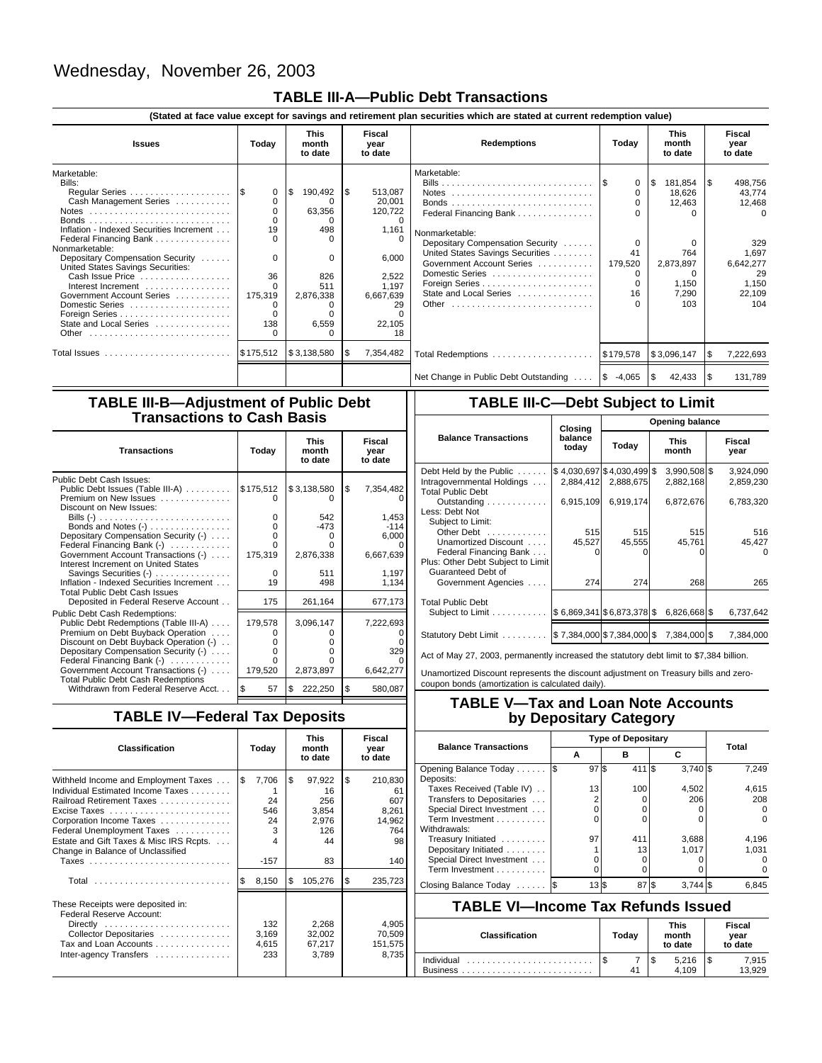Wednesday, November 26, 2003

## TABLE III-A—Public Debt Transactions

(Stated at face value except for savings and retirement plan securities which are stated at current redemption value)

| Issues | Today | This month to date | Fiscal year to date |
|---|---|---|---|
| Marketable: | | | |
| Bills: | | | |
| Regular Series | $ 0 | $ 190,492 | $ 513,087 |
| Cash Management Series | 0 | 0 | 20,001 |
| Notes | 0 | 63,356 | 120,722 |
| Bonds | 0 | 0 | 0 |
| Inflation - Indexed Securities Increment | 19 | 498 | 1,161 |
| Federal Financing Bank | 0 | 0 | 0 |
| Nonmarketable: | | | |
| Depositary Compensation Security | 0 | 0 | 6,000 |
| United States Savings Securities: | | | |
| Cash Issue Price | 36 | 826 | 2,522 |
| Interest Increment | 0 | 511 | 1,197 |
| Government Account Series | 175,319 | 2,876,338 | 6,667,639 |
| Domestic Series | 0 | 0 | 29 |
| Foreign Series | 0 | 0 | 0 |
| State and Local Series | 138 | 6,559 | 22,105 |
| Other | 0 | 0 | 18 |
| Total Issues | $175,512 | $3,138,580 | $ 7,354,482 |

| Redemptions | Today | This month to date | Fiscal year to date |
|---|---|---|---|
| Marketable: | | | |
| Bills | $ 0 | $ 181,854 | $ 498,756 |
| Notes | 0 | 18,626 | 43,774 |
| Bonds | 0 | 12,463 | 12,468 |
| Federal Financing Bank | 0 | 0 | 0 |
| Nonmarketable: | | | |
| Depositary Compensation Security | 0 | 0 | 329 |
| United States Savings Securities | 41 | 764 | 1,697 |
| Government Account Series | 179,520 | 2,873,897 | 6,642,277 |
| Domestic Series | 0 | 0 | 29 |
| Foreign Series | 0 | 1,150 | 1,150 |
| State and Local Series | 16 | 7,290 | 22,109 |
| Other | 0 | 103 | 104 |
| Total Redemptions | $179,578 | $3,096,147 | $ 7,222,693 |
| Net Change in Public Debt Outstanding | $ -4,065 | $ 42,433 | $ 131,789 |

## TABLE III-B—Adjustment of Public Debt Transactions to Cash Basis

| Transactions | Today | This month to date | Fiscal year to date |
|---|---|---|---|
| Public Debt Cash Issues: | | | |
| Public Debt Issues (Table III-A) | $175,512 | $3,138,580 | $ 7,354,482 |
| Premium on New Issues | 0 | 0 | 0 |
| Discount on New Issues: | | | |
| Bills (-) | 0 | 542 | 1,453 |
| Bonds and Notes (-) | 0 | -473 | -114 |
| Depositary Compensation Security (-) | 0 | 0 | 6,000 |
| Federal Financing Bank (-) | 0 | 0 | 0 |
| Government Account Transactions (-) | 175,319 | 2,876,338 | 6,667,639 |
| Interest Increment on United States Savings Securities (-) | 0 | 511 | 1,197 |
| Inflation - Indexed Securities Increment | 19 | 498 | 1,134 |
| Total Public Debt Cash Issues Deposited in Federal Reserve Account | 175 | 261,164 | 677,173 |
| Public Debt Cash Redemptions: | | | |
| Public Debt Redemptions (Table III-A) | 179,578 | 3,096,147 | 7,222,693 |
| Premium on Debt Buyback Operation | 0 | 0 | 0 |
| Discount on Debt Buyback Operation (-) | 0 | 0 | 0 |
| Depositary Compensation Security (-) | 0 | 0 | 329 |
| Federal Financing Bank (-) | 0 | 0 | 0 |
| Government Account Transactions (-) | 179,520 | 2,873,897 | 6,642,277 |
| Total Public Debt Cash Redemptions Withdrawn from Federal Reserve Acct. | $ 57 | $ 222,250 | $ 580,087 |

## TABLE III-C—Debt Subject to Limit

| Balance Transactions | Closing balance today | Opening balance Today | Opening balance This month | Opening balance Fiscal year |
|---|---|---|---|---|
| Debt Held by the Public | $ 4,030,697 | $ 4,030,499 | $ 3,990,508 | $ 3,924,090 |
| Intragovernmental Holdings | 2,884,412 | 2,888,675 | 2,882,168 | 2,859,230 |
| Total Public Debt Outstanding | 6,915,109 | 6,919,174 | 6,872,676 | 6,783,320 |
| Less: Debt Not Subject to Limit: | | | | |
| Other Debt | 515 | 515 | 515 | 516 |
| Unamortized Discount | 45,527 | 45,555 | 45,761 | 45,427 |
| Federal Financing Bank | 0 | 0 | 0 | 0 |
| Plus: Other Debt Subject to Limit Guaranteed Debt of Government Agencies | 274 | 274 | 268 | 265 |
| Total Public Debt Subject to Limit | $ 6,869,341 | $ 6,873,378 | $ 6,826,668 | $ 6,737,642 |
| Statutory Debt Limit | $ 7,384,000 | $ 7,384,000 | $ 7,384,000 | $ 7,384,000 |

Act of May 27, 2003, permanently increased the statutory debt limit to $7,384 billion.

Unamortized Discount represents the discount adjustment on Treasury bills and zero-coupon bonds (amortization is calculated daily).

## TABLE IV—Federal Tax Deposits

| Classification | Today | This month to date | Fiscal year to date |
|---|---|---|---|
| Withheld Income and Employment Taxes | $ 7,706 | $ 97,922 | $ 210,830 |
| Individual Estimated Income Taxes | 1 | 16 | 61 |
| Railroad Retirement Taxes | 24 | 256 | 607 |
| Excise Taxes | 546 | 3,854 | 8,261 |
| Corporation Income Taxes | 24 | 2,976 | 14,962 |
| Federal Unemployment Taxes | 3 | 126 | 764 |
| Estate and Gift Taxes & Misc IRS Rcpts. | 4 | 44 | 98 |
| Change in Balance of Unclassified Taxes | -157 | 83 | 140 |
| Total | $ 8,150 | $ 105,276 | $ 235,723 |
| These Receipts were deposited in: | | | |
| Federal Reserve Account: | | | |
| Directly | 132 | 2,268 | 4,905 |
| Collector Depositaries | 3,169 | 32,002 | 70,509 |
| Tax and Loan Accounts | 4,615 | 67,217 | 151,575 |
| Inter-agency Transfers | 233 | 3,789 | 8,735 |

## TABLE V—Tax and Loan Note Accounts by Depositary Category

| Balance Transactions | Type of Depositary A | Type of Depositary B | Type of Depositary C | Total |
|---|---|---|---|---|
| Opening Balance Today | $ 97 | $ 411 | $ 3,740 | $ 7,249 |
| Deposits: | | | | |
| Taxes Received (Table IV) | 13 | 100 | 4,502 | 4,615 |
| Transfers to Depositaries | 2 | 0 | 206 | 208 |
| Special Direct Investment | 0 | 0 | 0 | 0 |
| Term Investment | 0 | 0 | 0 | 0 |
| Withdrawals: | | | | |
| Treasury Initiated | 97 | 411 | 3,688 | 4,196 |
| Depositary Initiated | 1 | 13 | 1,017 | 1,031 |
| Special Direct Investment | 0 | 0 | 0 | 0 |
| Term Investment | 0 | 0 | 0 | 0 |
| Closing Balance Today | $ 13 | $ 87 | $ 3,744 | $ 6,845 |

## TABLE VI—Income Tax Refunds Issued

| Classification | Today | This month to date | Fiscal year to date |
|---|---|---|---|
| Individual | $ 7 | $ 5,216 | $ 7,915 |
| Business | 41 | 4,109 | 13,929 |